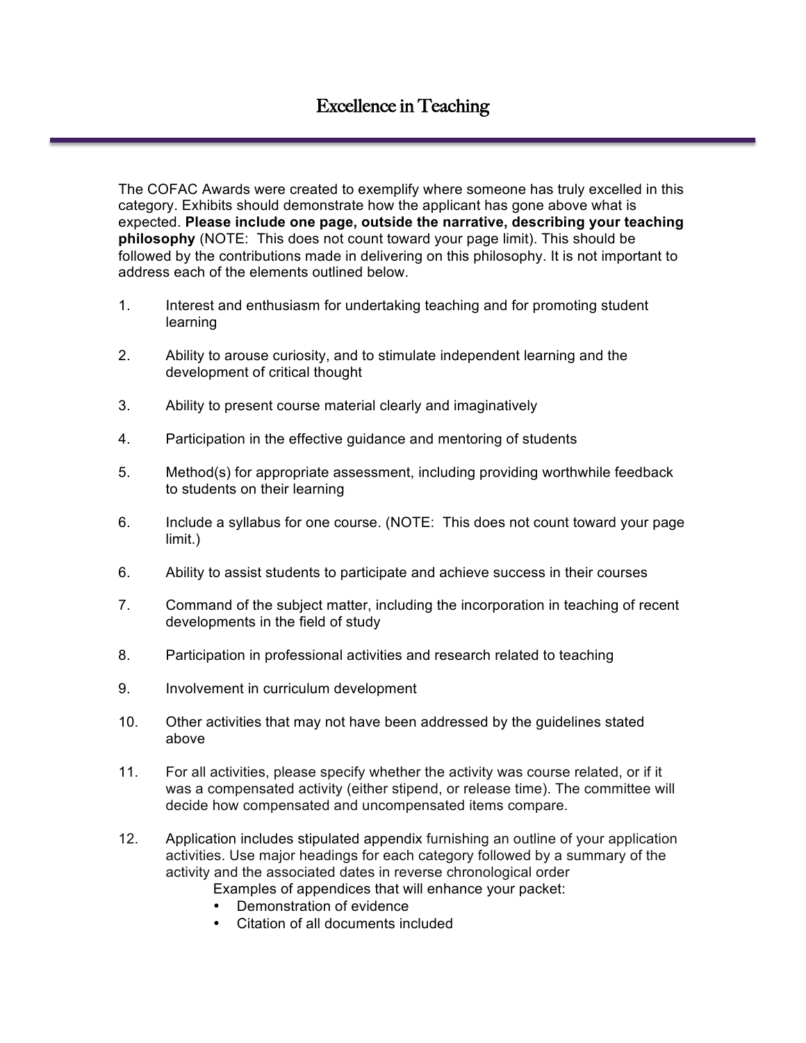# Excellence in Teaching

The COFAC Awards were created to exemplify where someone has truly excelled in this category. Exhibits should demonstrate how the applicant has gone above what is expected. **Please include one page, outside the narrative, describing your teaching philosophy** (NOTE: This does not count toward your page limit). This should be followed by the contributions made in delivering on this philosophy. It is not important to address each of the elements outlined below.

1. Interest and enthusiasm for undertaking teaching and for promoting student learning

2. Ability to arouse curiosity, and to stimulate independent learning and the development of critical thought

3. Ability to present course material clearly and imaginatively

4. Participation in the effective guidance and mentoring of students

5. Method(s) for appropriate assessment, including providing worthwhile feedback to students on their learning

6. Include a syllabus for one course. (NOTE: This does not count toward your page limit.)

6. Ability to assist students to participate and achieve success in their courses

7. Command of the subject matter, including the incorporation in teaching of recent developments in the field of study

8. Participation in professional activities and research related to teaching

9. Involvement in curriculum development

10. Other activities that may not have been addressed by the guidelines stated above

11. For all activities, please specify whether the activity was course related, or if it was a compensated activity (either stipend, or release time). The committee will decide how compensated and uncompensated items compare.

12. Application includes stipulated appendix furnishing an outline of your application activities. Use major headings for each category followed by a summary of the activity and the associated dates in reverse chronological order

    Examples of appendices that will enhance your packet:
    - Demonstration of evidence
    - Citation of all documents included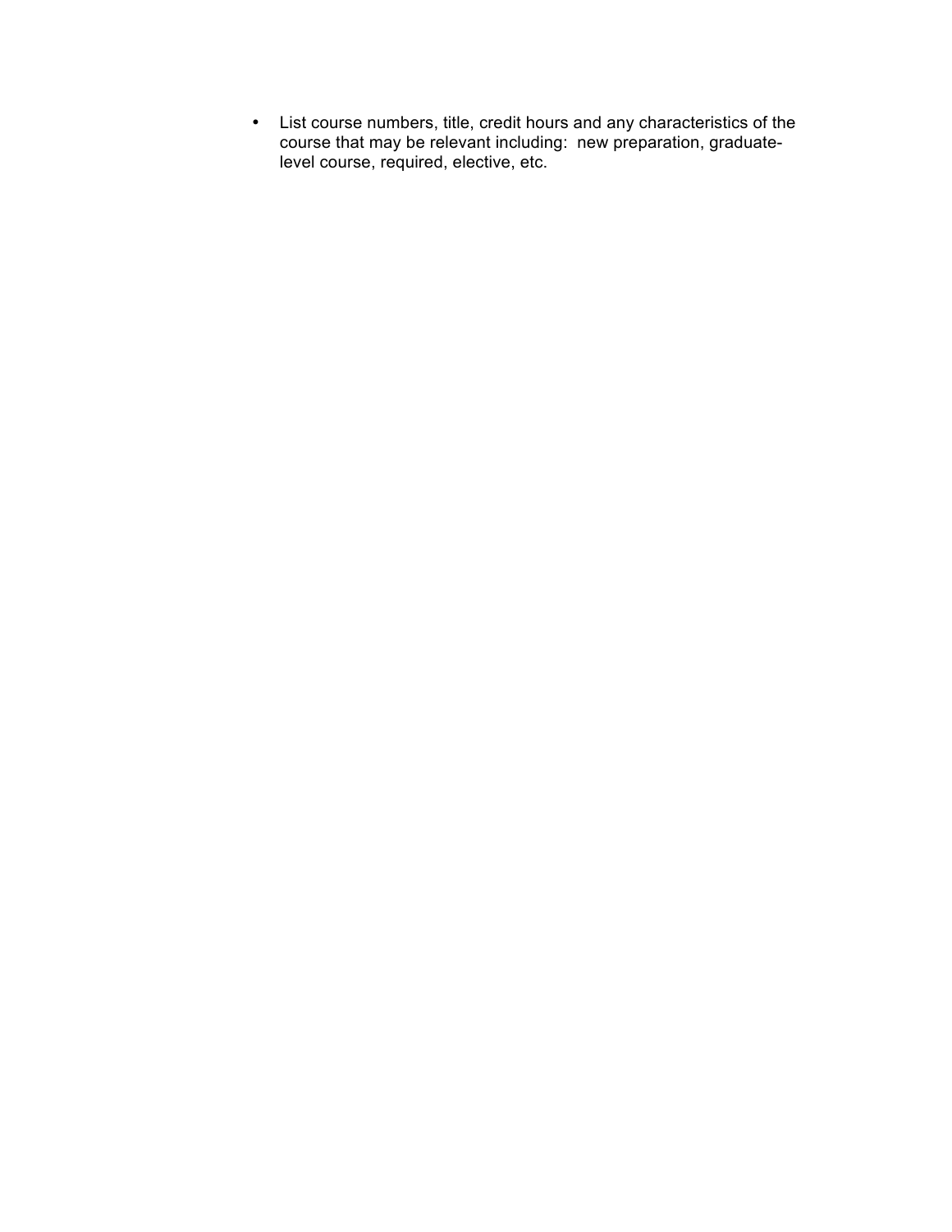- List course numbers, title, credit hours and any characteristics of the course that may be relevant including: new preparation, graduate-level course, required, elective, etc.